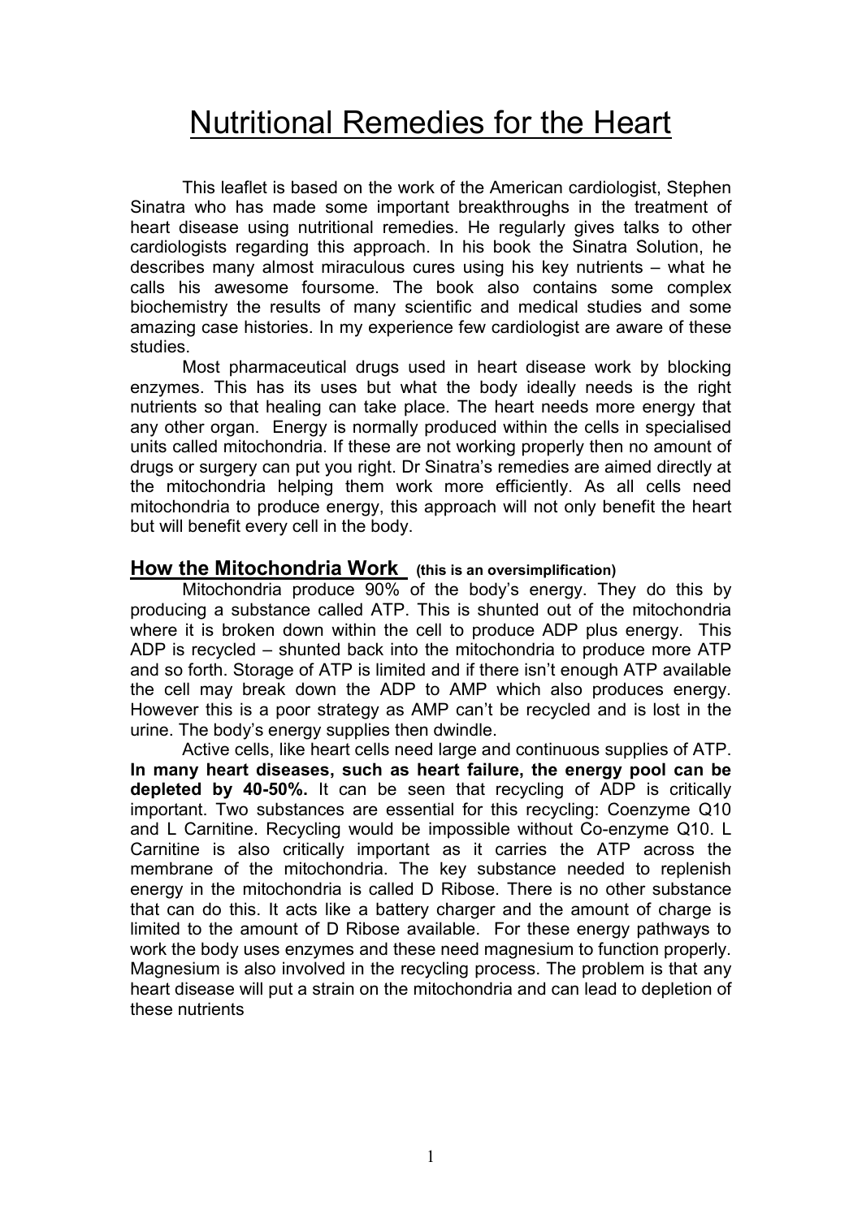# Nutritional Remedies for the Heart

This leaflet is based on the work of the American cardiologist, Stephen Sinatra who has made some important breakthroughs in the treatment of heart disease using nutritional remedies. He regularly gives talks to other cardiologists regarding this approach. In his book the Sinatra Solution, he describes many almost miraculous cures using his key nutrients – what he calls his awesome foursome. The book also contains some complex biochemistry the results of many scientific and medical studies and some amazing case histories. In my experience few cardiologist are aware of these studies.

Most pharmaceutical drugs used in heart disease work by blocking enzymes. This has its uses but what the body ideally needs is the right nutrients so that healing can take place. The heart needs more energy that any other organ. Energy is normally produced within the cells in specialised units called mitochondria. If these are not working properly then no amount of drugs or surgery can put you right. Dr Sinatra's remedies are aimed directly at the mitochondria helping them work more efficiently. As all cells need mitochondria to produce energy, this approach will not only benefit the heart but will benefit every cell in the body.

## How the Mitochondria Work (this is an oversimplification)

Mitochondria produce 90% of the body's energy. They do this by producing a substance called ATP. This is shunted out of the mitochondria where it is broken down within the cell to produce ADP plus energy. This ADP is recycled – shunted back into the mitochondria to produce more ATP and so forth. Storage of ATP is limited and if there isn't enough ATP available the cell may break down the ADP to AMP which also produces energy. However this is a poor strategy as AMP can't be recycled and is lost in the urine. The body's energy supplies then dwindle.

Active cells, like heart cells need large and continuous supplies of ATP. **In many heart diseases, such as heart failure, the energy pool can be depleted by 40-50%.** It can be seen that recycling of ADP is critically important. Two substances are essential for this recycling: Coenzyme Q10 and L Carnitine. Recycling would be impossible without Co-enzyme Q10. L Carnitine is also critically important as it carries the ATP across the membrane of the mitochondria. The key substance needed to replenish energy in the mitochondria is called D Ribose. There is no other substance that can do this. It acts like a battery charger and the amount of charge is limited to the amount of D Ribose available. For these energy pathways to work the body uses enzymes and these need magnesium to function properly. Magnesium is also involved in the recycling process. The problem is that any heart disease will put a strain on the mitochondria and can lead to depletion of these nutrients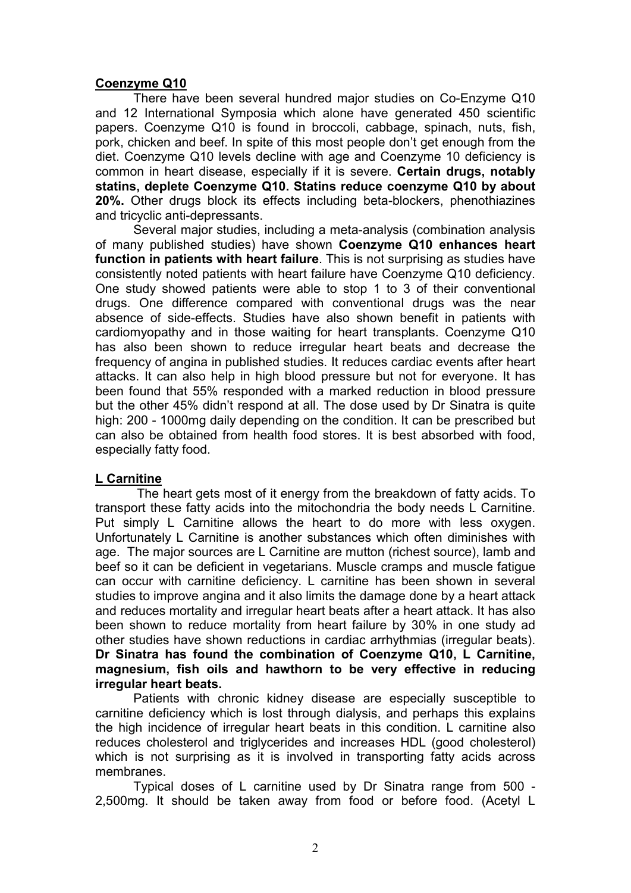## Coenzyme Q10

There have been several hundred major studies on Co-Enzyme Q10 and 12 International Symposia which alone have generated 450 scientific papers. Coenzyme Q10 is found in broccoli, cabbage, spinach, nuts, fish, pork, chicken and beef. In spite of this most people don't get enough from the diet. Coenzyme Q10 levels decline with age and Coenzyme 10 deficiency is common in heart disease, especially if it is severe. **Certain drugs, notably statins, deplete Coenzyme Q10. Statins reduce coenzyme Q10 by about 20%.** Other drugs block its effects including beta-blockers, phenothiazines and tricyclic anti-depressants.

Several major studies, including a meta-analysis (combination analysis of many published studies) have shown **Coenzyme Q10 enhances heart function in patients with heart failure**. This is not surprising as studies have consistently noted patients with heart failure have Coenzyme Q10 deficiency. One study showed patients were able to stop 1 to 3 of their conventional drugs. One difference compared with conventional drugs was the near absence of side-effects. Studies have also shown benefit in patients with cardiomyopathy and in those waiting for heart transplants. Coenzyme Q10 has also been shown to reduce irregular heart beats and decrease the frequency of angina in published studies. It reduces cardiac events after heart attacks. It can also help in high blood pressure but not for everyone. It has been found that 55% responded with a marked reduction in blood pressure but the other 45% didn't respond at all. The dose used by Dr Sinatra is quite high: 200 - 1000mg daily depending on the condition. It can be prescribed but can also be obtained from health food stores. It is best absorbed with food, especially fatty food.

## L Carnitine

The heart gets most of it energy from the breakdown of fatty acids. To transport these fatty acids into the mitochondria the body needs L Carnitine. Put simply L Carnitine allows the heart to do more with less oxygen. Unfortunately L Carnitine is another substances which often diminishes with age. The major sources are L Carnitine are mutton (richest source), lamb and beef so it can be deficient in vegetarians. Muscle cramps and muscle fatigue can occur with carnitine deficiency. L carnitine has been shown in several studies to improve angina and it also limits the damage done by a heart attack and reduces mortality and irregular heart beats after a heart attack. It has also been shown to reduce mortality from heart failure by 30% in one study ad other studies have shown reductions in cardiac arrhythmias (irregular beats). **Dr Sinatra has found the combination of Coenzyme Q10, L Carnitine, magnesium, fish oils and hawthorn to be very effective in reducing irregular heart beats.**

Patients with chronic kidney disease are especially susceptible to carnitine deficiency which is lost through dialysis, and perhaps this explains the high incidence of irregular heart beats in this condition. L carnitine also reduces cholesterol and triglycerides and increases HDL (good cholesterol) which is not surprising as it is involved in transporting fatty acids across membranes.

Typical doses of L carnitine used by Dr Sinatra range from 500 - 2,500mg. It should be taken away from food or before food. (Acetyl L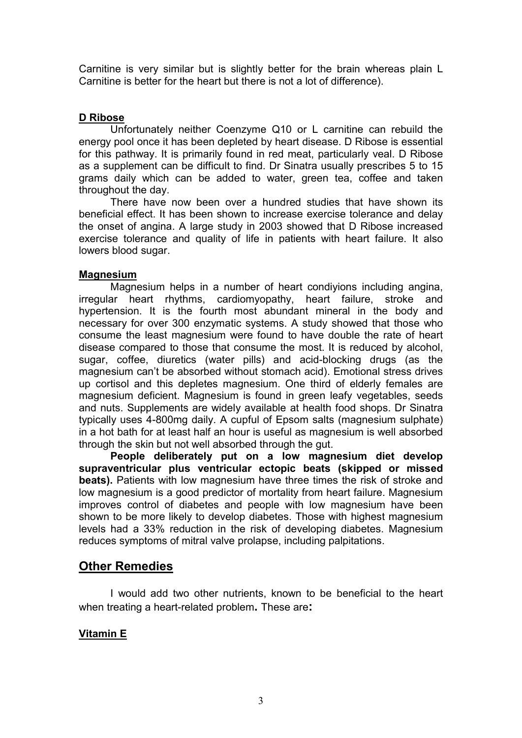Carnitine is very similar but is slightly better for the brain whereas plain L Carnitine is better for the heart but there is not a lot of difference).

### D Ribose

Unfortunately neither Coenzyme Q10 or L carnitine can rebuild the energy pool once it has been depleted by heart disease. D Ribose is essential for this pathway. It is primarily found in red meat, particularly veal. D Ribose as a supplement can be difficult to find. Dr Sinatra usually prescribes 5 to 15 grams daily which can be added to water, green tea, coffee and taken throughout the day.

There have now been over a hundred studies that have shown its beneficial effect. It has been shown to increase exercise tolerance and delay the onset of angina. A large study in 2003 showed that D Ribose increased exercise tolerance and quality of life in patients with heart failure. It also lowers blood sugar.

### Magnesium

Magnesium helps in a number of heart condiyions including angina, irregular heart rhythms, cardiomyopathy, heart failure, stroke and hypertension. It is the fourth most abundant mineral in the body and necessary for over 300 enzymatic systems. A study showed that those who consume the least magnesium were found to have double the rate of heart disease compared to those that consume the most. It is reduced by alcohol, sugar, coffee, diuretics (water pills) and acid-blocking drugs (as the magnesium can't be absorbed without stomach acid). Emotional stress drives up cortisol and this depletes magnesium. One third of elderly females are magnesium deficient. Magnesium is found in green leafy vegetables, seeds and nuts. Supplements are widely available at health food shops. Dr Sinatra typically uses 4-800mg daily. A cupful of Epsom salts (magnesium sulphate) in a hot bath for at least half an hour is useful as magnesium is well absorbed through the skin but not well absorbed through the gut.

**People deliberately put on a low magnesium diet develop supraventricular plus ventricular ectopic beats (skipped or missed beats).** Patients with low magnesium have three times the risk of stroke and low magnesium is a good predictor of mortality from heart failure. Magnesium improves control of diabetes and people with low magnesium have been shown to be more likely to develop diabetes. Those with highest magnesium levels had a 33% reduction in the risk of developing diabetes. Magnesium reduces symptoms of mitral valve prolapse, including palpitations.

## Other Remedies

I would add two other nutrients, known to be beneficial to the heart when treating a heart-related problem**.** These are**:**

### Vitamin E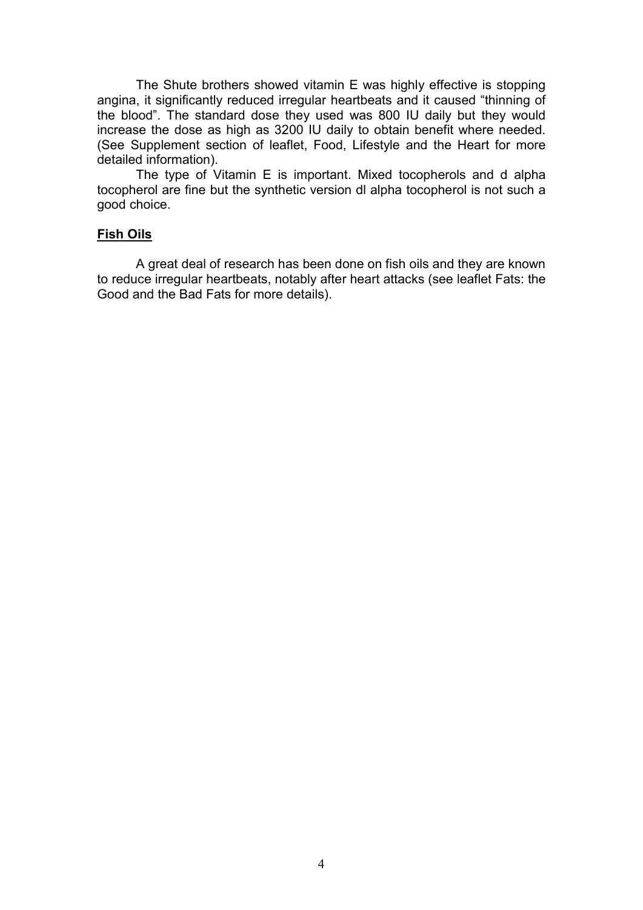The Shute brothers showed vitamin E was highly effective is stopping angina, it significantly reduced irregular heartbeats and it caused "thinning of the blood". The standard dose they used was 800 IU daily but they would increase the dose as high as 3200 IU daily to obtain benefit where needed. (See Supplement section of leaflet, Food, Lifestyle and the Heart for more detailed information).

The type of Vitamin E is important. Mixed tocopherols and d alpha tocopherol are fine but the synthetic version dl alpha tocopherol is not such a good choice.

## Fish Oils

A great deal of research has been done on fish oils and they are known to reduce irregular heartbeats, notably after heart attacks (see leaflet Fats: the Good and the Bad Fats for more details).